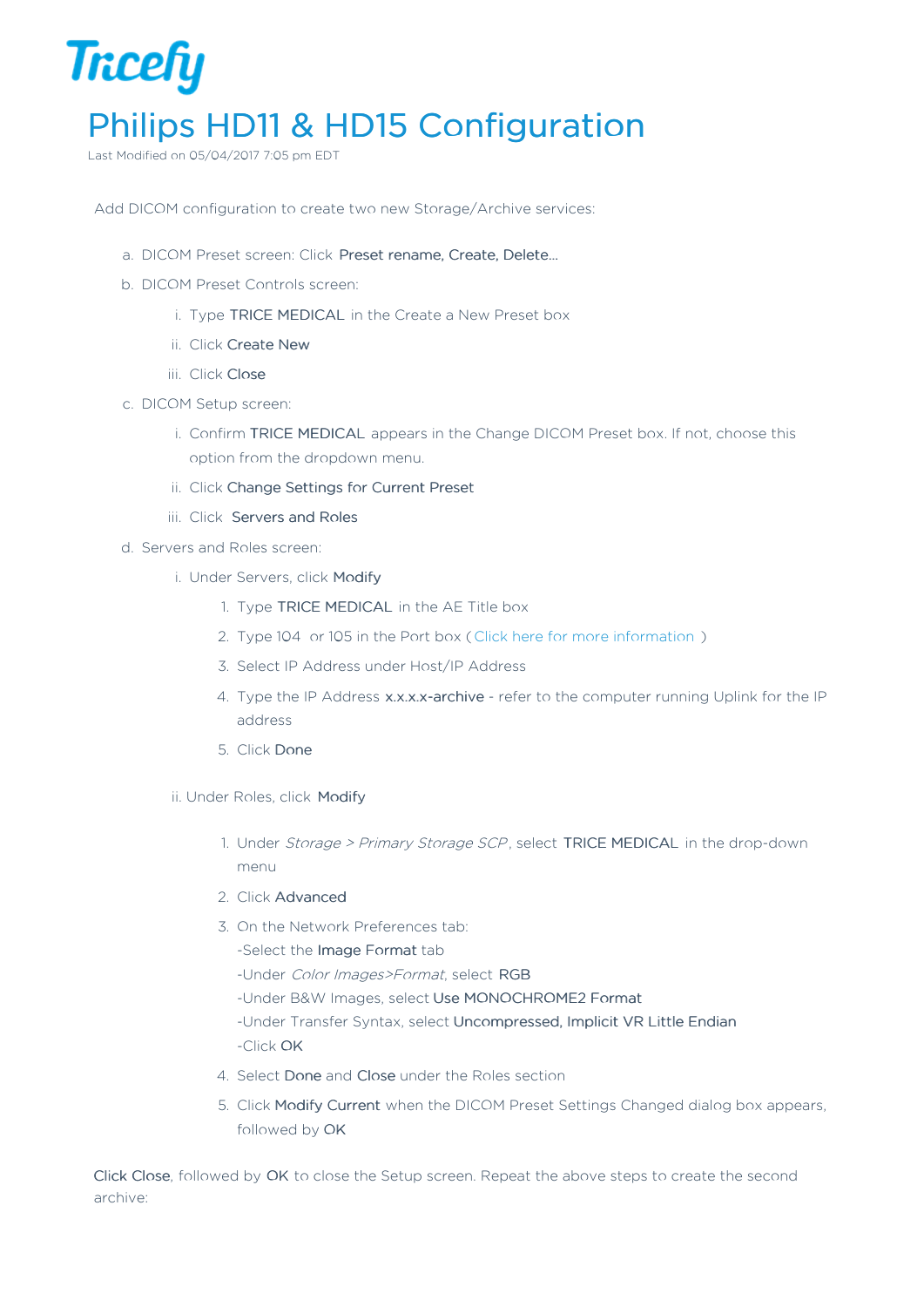Tricefy

# Philips HD11 & HD15 Configuration

Last Modified on 05/04/2017 7:05 pm EDT

Add DICOM configuration to create two new Storage/Archive services:

a. DICOM Preset screen: Click **Preset rename, Create, Delete...**

b. DICOM Preset Controls screen:

   i. Type **TRICE MEDICAL** in the Create a New Preset box

   ii. Click **Create New**

   iii. Click **Close**

c. DICOM Setup screen:

   i. Confirm **TRICE MEDICAL** appears in the Change DICOM Preset box. If not, choose this option from the dropdown menu.

   ii. Click **Change Settings for Current Preset**

   iii. Click **Servers and Roles**

d. Servers and Roles screen:

   i. Under Servers, click **Modify**

      1. Type **TRICE MEDICAL** in the AE Title box
      2. Type 104 or 105 in the Port box ( Click here for more information )
      3. Select IP Address under Host/IP Address
      4. Type the IP Address **x.x.x.x-archive** - refer to the computer running Uplink for the IP address
      5. Click **Done**

   ii. Under Roles, click **Modify**

      1. Under *Storage > Primary Storage SCP*, select **TRICE MEDICAL** in the drop-down menu
      2. Click **Advanced**
      3. On the Network Preferences tab:
         -Select the **Image Format** tab
         -Under *Color Images>Format*, select **RGB**
         -Under B&W Images, select **Use MONOCHROME2 Format**
         -Under Transfer Syntax, select **Uncompressed, Implicit VR Little Endian**
         -Click **OK**
      4. Select **Done** and **Close** under the Roles section
      5. Click **Modify Current** when the DICOM Preset Settings Changed dialog box appears, followed by **OK**

**Click Close**, followed by **OK** to close the Setup screen. Repeat the above steps to create the second archive: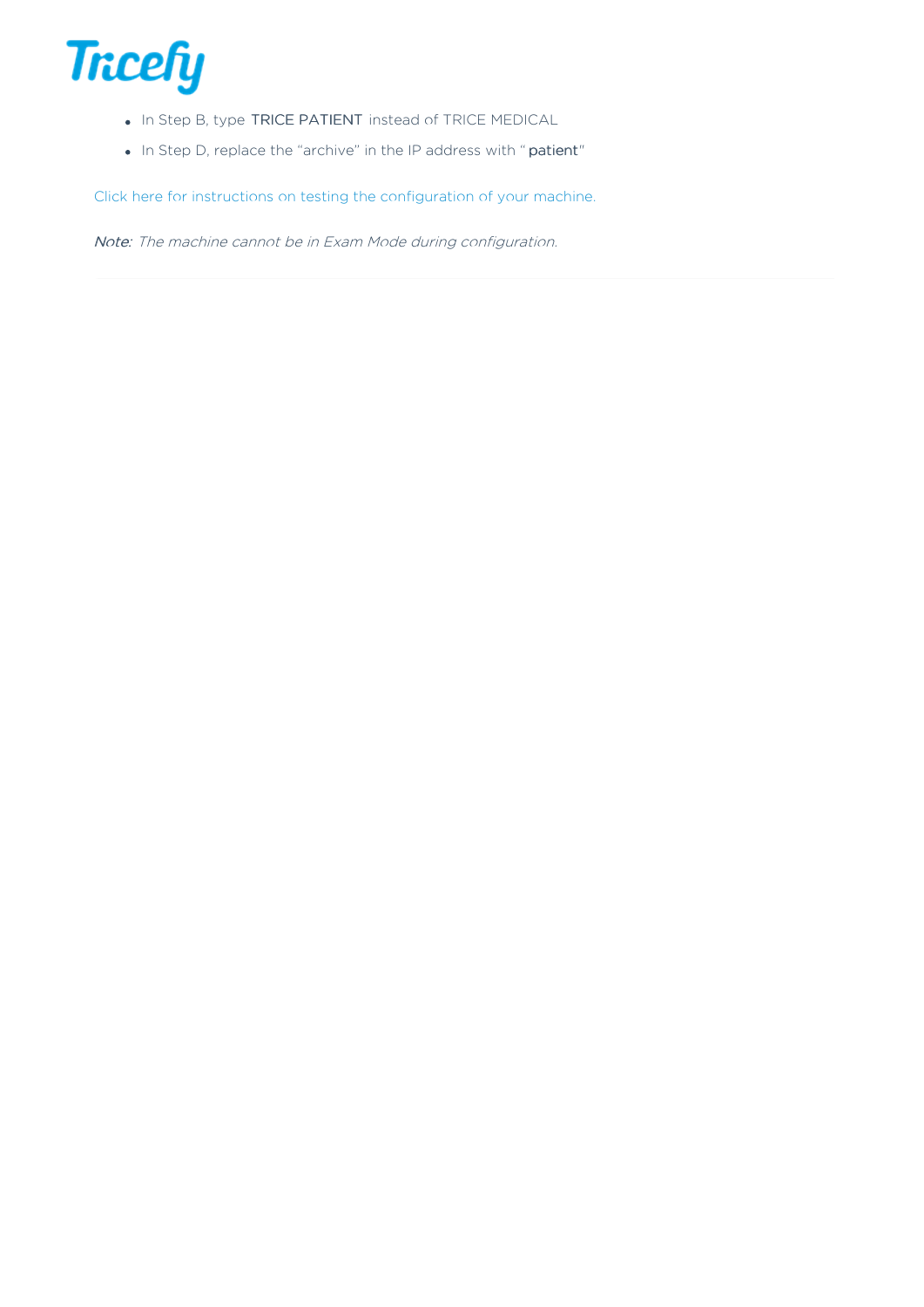- In Step B, type TRICE PATIENT instead of TRICE MEDICAL
- In Step D, replace the “archive” in the IP address with “patient”

Click here for instructions on testing the configuration of your machine.

*Note: The machine cannot be in Exam Mode during configuration.*